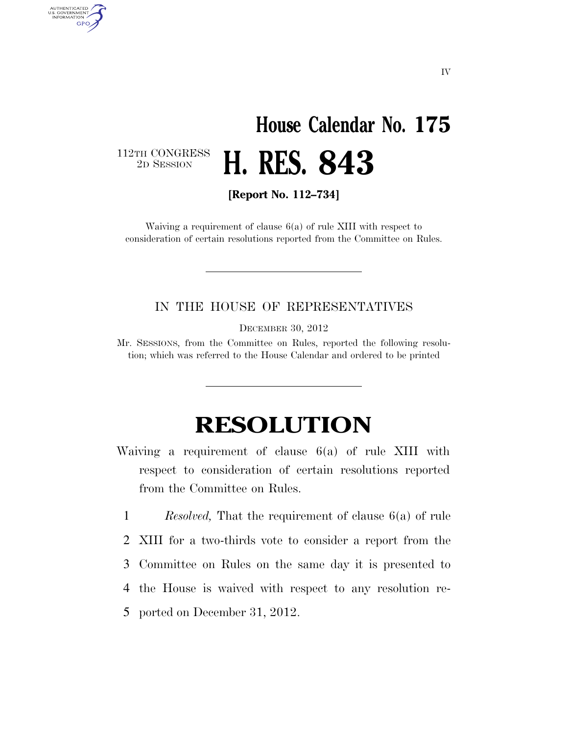# House Calendar No. 175

112TH CONGRESS
2D SESSION

# H. RES. 843

**[Report No. 112–734]**

Waiving a requirement of clause 6(a) of rule XIII with respect to consideration of certain resolutions reported from the Committee on Rules.

---

IN THE HOUSE OF REPRESENTATIVES

DECEMBER 30, 2012

Mr. SESSIONS, from the Committee on Rules, reported the following resolution; which was referred to the House Calendar and ordered to be printed

---

# RESOLUTION

Waiving a requirement of clause 6(a) of rule XIII with respect to consideration of certain resolutions reported from the Committee on Rules.

1 *Resolved,* That the requirement of clause 6(a) of rule
2 XIII for a two-thirds vote to consider a report from the
3 Committee on Rules on the same day it is presented to
4 the House is waived with respect to any resolution re-
5 ported on December 31, 2012.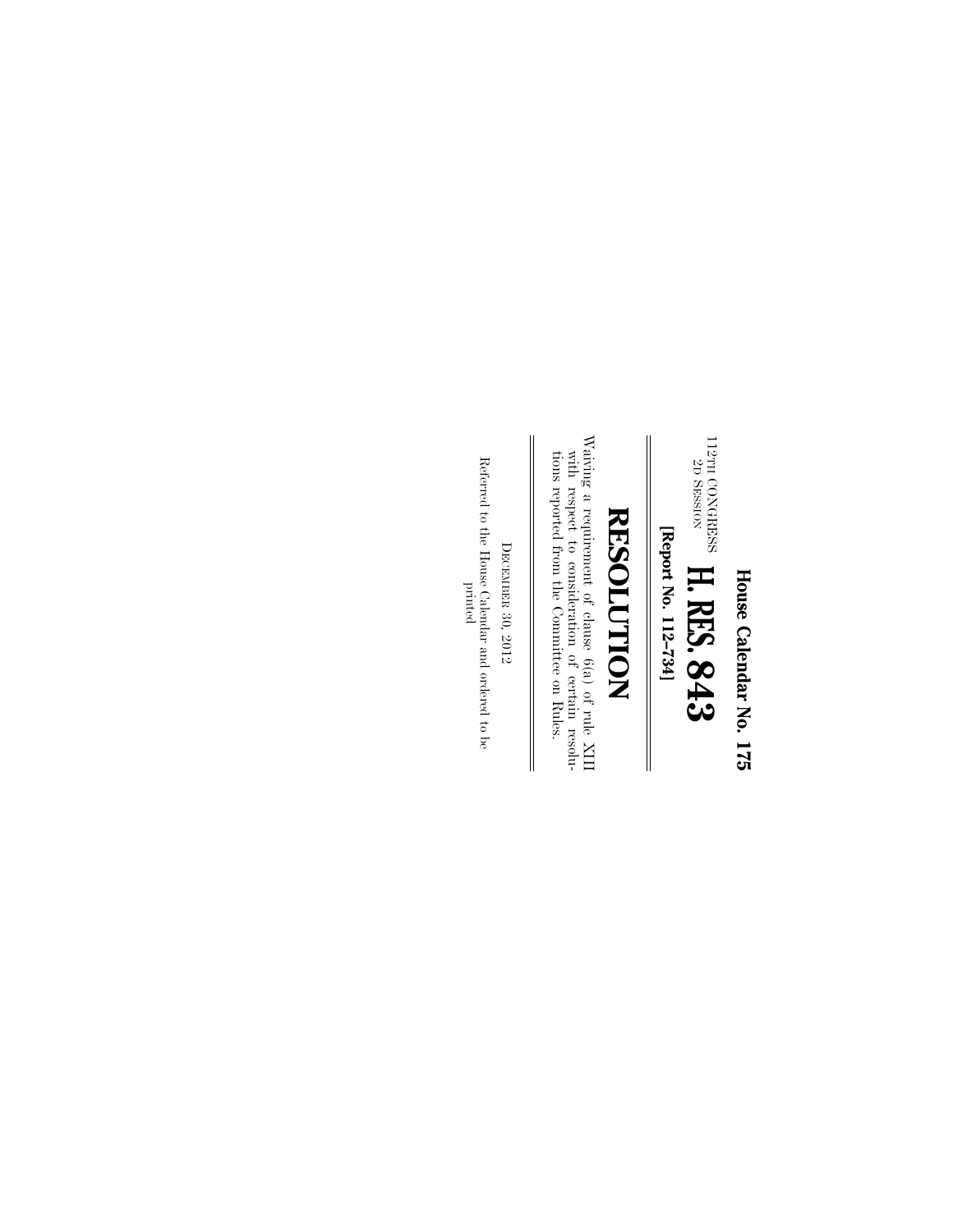House Calendar No. 175

112TH CONGRESS
2D SESSION

# H. RES. 843

**[Report No. 112–734]**

# RESOLUTION

Waiving a requirement of clause 6(a) of rule XIII with respect to consideration of certain resolutions reported from the Committee on Rules.

DECEMBER 30, 2012

Referred to the House Calendar and ordered to be printed